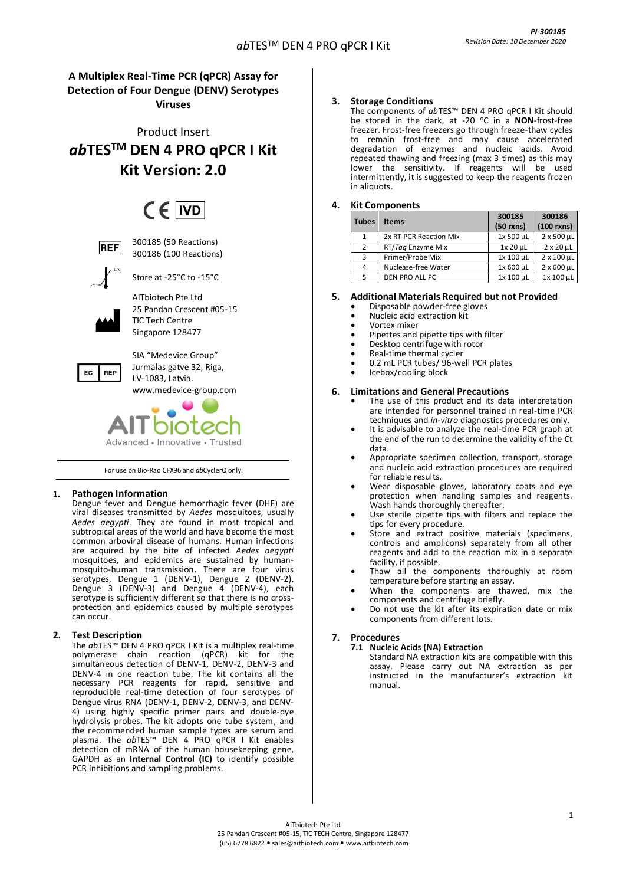# A Multiplex Real-Time PCR (qPCR) Assay for Detection of Four Dengue (DENV) Serotypes Viruses

Product Insert

# *ab*TES™ DEN 4 PRO qPCR I Kit

# Kit Version: 2.0

CE IVD

REF 300185 (50 Reactions)
300186 (100 Reactions)

Store at -25°C to -15°C

AITbiotech Pte Ltd
25 Pandan Crescent #05-15
TIC Tech Centre
Singapore 128477

EC REP SIA "Medevice Group"
Jurmalas gatve 32, Riga,
LV-1083, Latvia.
www.medevice-group.com

AITbiotech
Advanced • Innovative • Trusted

For use on Bio-Rad CFX96 and *ab*CyclerQ only.

## 1. Pathogen Information

Dengue fever and Dengue hemorrhagic fever (DHF) are viral diseases transmitted by *Aedes* mosquitoes, usually *Aedes aegypti*. They are found in most tropical and subtropical areas of the world and have become the most common arboviral disease of humans. Human infections are acquired by the bite of infected *Aedes aegypti* mosquitoes, and epidemics are sustained by human-mosquito-human transmission. There are four virus serotypes, Dengue 1 (DENV-1), Dengue 2 (DENV-2), Dengue 3 (DENV-3) and Dengue 4 (DENV-4), each serotype is sufficiently different so that there is no cross-protection and epidemics caused by multiple serotypes can occur.

## 2. Test Description

The *ab*TES™ DEN 4 PRO qPCR I Kit is a multiplex real-time polymerase chain reaction (qPCR) kit for the simultaneous detection of DENV-1, DENV-2, DENV-3 and DENV-4 in one reaction tube. The kit contains all the necessary PCR reagents for rapid, sensitive and reproducible real-time detection of four serotypes of Dengue virus RNA (DENV-1, DENV-2, DENV-3, and DENV-4) using highly specific primer pairs and double-dye hydrolysis probes. The kit adopts one tube system, and the recommended human sample types are serum and plasma. The *ab*TES™ DEN 4 PRO qPCR I Kit enables detection of mRNA of the human housekeeping gene, GAPDH as an **Internal Control (IC)** to identify possible PCR inhibitions and sampling problems.

## 3. Storage Conditions

The components of *ab*TES™ DEN 4 PRO qPCR I Kit should be stored in the dark, at -20 °C in a **NON**-frost-free freezer. Frost-free freezers go through freeze-thaw cycles to remain frost-free and may cause accelerated degradation of enzymes and nucleic acids. Avoid repeated thawing and freezing (max 3 times) as this may lower the sensitivity. If reagents will be used intermittently, it is suggested to keep the reagents frozen in aliquots.

## 4. Kit Components

| Tubes | Items | 300185 (50 rxns) | 300186 (100 rxns) |
|---|---|---|---|
| 1 | 2x RT-PCR Reaction Mix | 1x 500 µL | 2 x 500 µL |
| 2 | RT/*Taq* Enzyme Mix | 1x 20 µL | 2 x 20 µL |
| 3 | Primer/Probe Mix | 1x 100 µL | 2 x 100 µL |
| 4 | Nuclease-free Water | 1x 600 µL | 2 x 600 µL |
| 5 | DEN PRO ALL PC | 1x 100 µL | 1x 100 µL |

## 5. Additional Materials Required but not Provided

- Disposable powder-free gloves
- Nucleic acid extraction kit
- Vortex mixer
- Pipettes and pipette tips with filter
- Desktop centrifuge with rotor
- Real-time thermal cycler
- 0.2 mL PCR tubes/ 96-well PCR plates
- Icebox/cooling block

## 6. Limitations and General Precautions

- The use of this product and its data interpretation are intended for personnel trained in real-time PCR techniques and *in-vitro* diagnostics procedures only.
- It is advisable to analyze the real-time PCR graph at the end of the run to determine the validity of the Ct data.
- Appropriate specimen collection, transport, storage and nucleic acid extraction procedures are required for reliable results.
- Wear disposable gloves, laboratory coats and eye protection when handling samples and reagents. Wash hands thoroughly thereafter.
- Use sterile pipette tips with filters and replace the tips for every procedure.
- Store and extract positive materials (specimens, controls and amplicons) separately from all other reagents and add to the reaction mix in a separate facility, if possible.
- Thaw all the components thoroughly at room temperature before starting an assay.
- When the components are thawed, mix the components and centrifuge briefly.
- Do not use the kit after its expiration date or mix components from different lots.

## 7. Procedures

### 7.1 Nucleic Acids (NA) Extraction

Standard NA extraction kits are compatible with this assay. Please carry out NA extraction as per instructed in the manufacturer's extraction kit manual.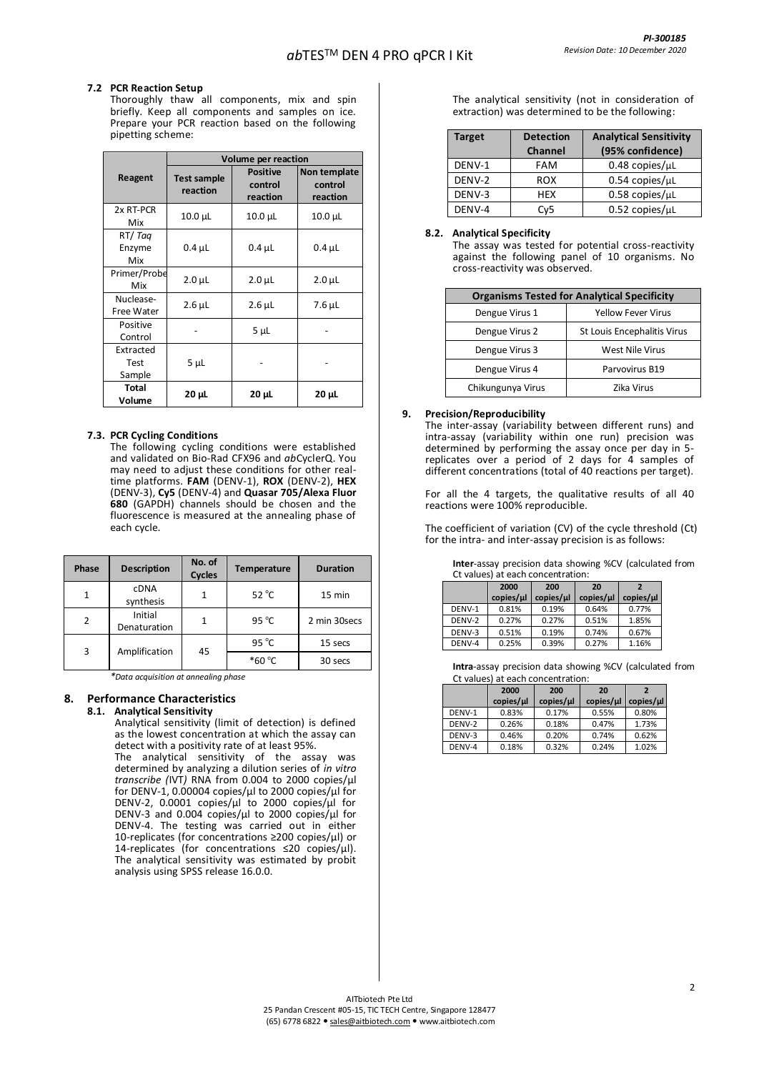### 7.2 PCR Reaction Setup

Thoroughly thaw all components, mix and spin briefly. Keep all components and samples on ice. Prepare your PCR reaction based on the following pipetting scheme:

| Reagent | Volume per reaction | | |
|---|---|---|---|
| | Test sample reaction | Positive control reaction | Non template control reaction |
| 2x RT-PCR Mix | 10.0 µL | 10.0 µL | 10.0 µL |
| RT/ *Taq* Enzyme Mix | 0.4 µL | 0.4 µL | 0.4 µL |
| Primer/Probe Mix | 2.0 µL | 2.0 µL | 2.0 µL |
| Nuclease-Free Water | 2.6 µL | 2.6 µL | 7.6 µL |
| Positive Control | - | 5 µL | - |
| Extracted Test Sample | 5 µL | - | - |
| **Total Volume** | **20 µL** | **20 µL** | **20 µL** |

### 7.3. PCR Cycling Conditions

The following cycling conditions were established and validated on Bio-Rad CFX96 and *ab*CyclerQ. You may need to adjust these conditions for other real-time platforms. **FAM** (DENV-1), **ROX** (DENV-2), **HEX** (DENV-3), **Cy5** (DENV-4) and **Quasar 705/Alexa Fluor 680** (GAPDH) channels should be chosen and the fluorescence is measured at the annealing phase of each cycle.

| Phase | Description | No. of Cycles | Temperature | Duration |
|---|---|---|---|---|
| 1 | cDNA synthesis | 1 | 52 °C | 15 min |
| 2 | Initial Denaturation | 1 | 95 °C | 2 min 30secs |
| 3 | Amplification | 45 | 95 °C | 15 secs |
| | | | *60 °C | 30 secs |

*\*Data acquisition at annealing phase*

## 8. Performance Characteristics

### 8.1. Analytical Sensitivity

Analytical sensitivity (limit of detection) is defined as the lowest concentration at which the assay can detect with a positivity rate of at least 95%.

The analytical sensitivity of the assay was determined by analyzing a dilution series of *in vitro transcribe (*IVT*)* RNA from 0.004 to 2000 copies/µl for DENV-1, 0.00004 copies/µl to 2000 copies/µl for DENV-2, 0.0001 copies/µl to 2000 copies/µl for DENV-3 and 0.004 copies/µl to 2000 copies/µl for DENV-4. The testing was carried out in either 10-replicates (for concentrations ≥200 copies/µl) or 14-replicates (for concentrations ≤20 copies/µl). The analytical sensitivity was estimated by probit analysis using SPSS release 16.0.0.

The analytical sensitivity (not in consideration of extraction) was determined to be the following:

| Target | Detection Channel | Analytical Sensitivity (95% confidence) |
|---|---|---|
| DENV-1 | FAM | 0.48 copies/µL |
| DENV-2 | ROX | 0.54 copies/µL |
| DENV-3 | HEX | 0.58 copies/µL |
| DENV-4 | Cy5 | 0.52 copies/µL |

### 8.2. Analytical Specificity

The assay was tested for potential cross-reactivity against the following panel of 10 organisms. No cross-reactivity was observed.

| Organisms Tested for Analytical Specificity | |
|---|---|
| Dengue Virus 1 | Yellow Fever Virus |
| Dengue Virus 2 | St Louis Encephalitis Virus |
| Dengue Virus 3 | West Nile Virus |
| Dengue Virus 4 | Parvovirus B19 |
| Chikungunya Virus | Zika Virus |

## 9. Precision/Reproducibility

The inter-assay (variability between different runs) and intra-assay (variability within one run) precision was determined by performing the assay once per day in 5-replicates over a period of 2 days for 4 samples of different concentrations (total of 40 reactions per target).

For all the 4 targets, the qualitative results of all 40 reactions were 100% reproducible.

The coefficient of variation (CV) of the cycle threshold (Ct) for the intra- and inter-assay precision is as follows:

**Inter**-assay precision data showing %CV (calculated from Ct values) at each concentration:

| | 2000 copies/µl | 200 copies/µl | 20 copies/µl | 2 copies/µl |
|---|---|---|---|---|
| DENV-1 | 0.81% | 0.19% | 0.64% | 0.77% |
| DENV-2 | 0.27% | 0.27% | 0.51% | 1.85% |
| DENV-3 | 0.51% | 0.19% | 0.74% | 0.67% |
| DENV-4 | 0.25% | 0.39% | 0.27% | 1.16% |

**Intra**-assay precision data showing %CV (calculated from Ct values) at each concentration:

| | 2000 copies/µl | 200 copies/µl | 20 copies/µl | 2 copies/µl |
|---|---|---|---|---|
| DENV-1 | 0.83% | 0.17% | 0.55% | 0.80% |
| DENV-2 | 0.26% | 0.18% | 0.47% | 1.73% |
| DENV-3 | 0.46% | 0.20% | 0.74% | 0.62% |
| DENV-4 | 0.18% | 0.32% | 0.24% | 1.02% |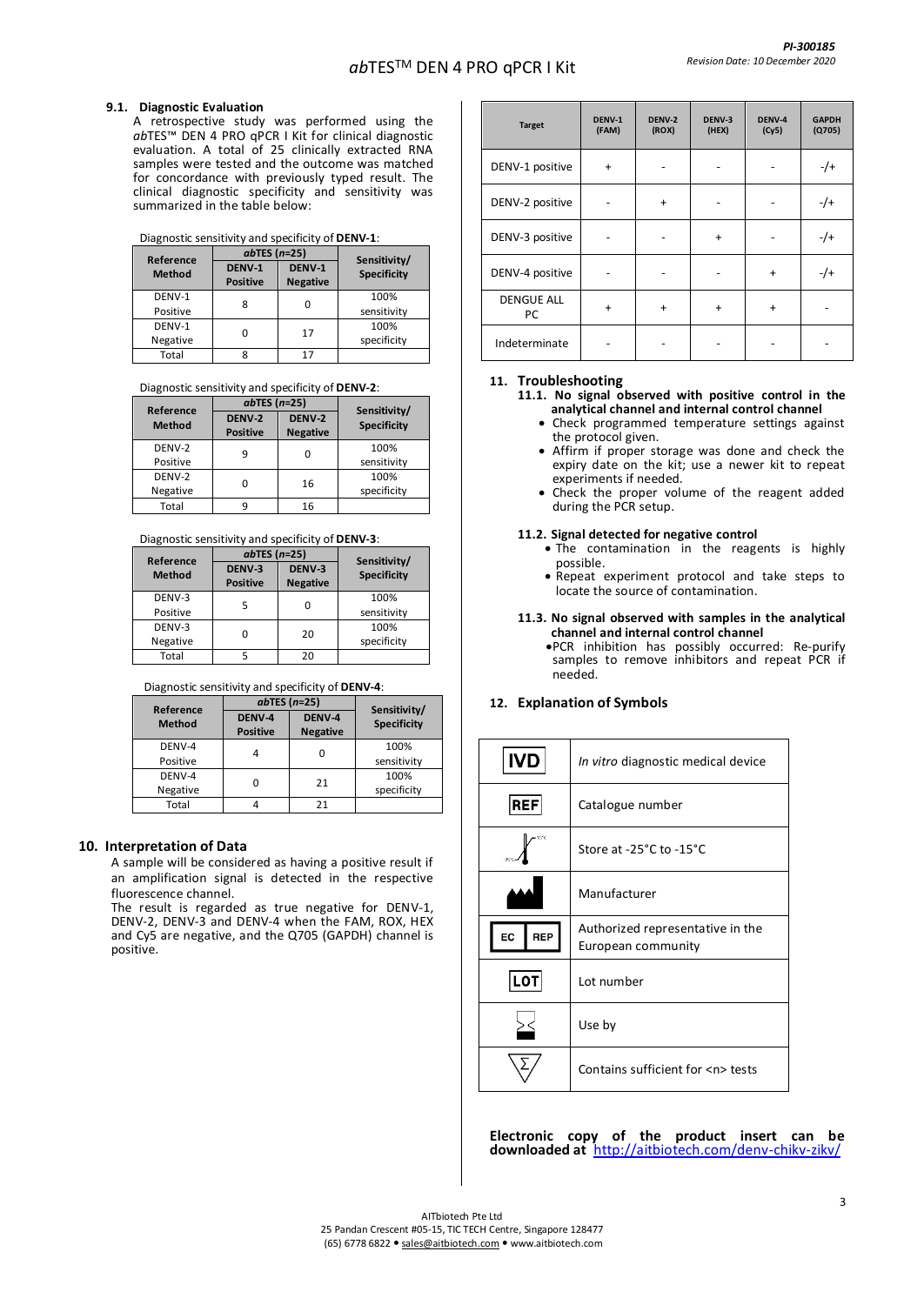### 9.1. Diagnostic Evaluation

A retrospective study was performed using the *ab*TES™ DEN 4 PRO qPCR I Kit for clinical diagnostic evaluation. A total of 25 clinically extracted RNA samples were tested and the outcome was matched for concordance with previously typed result. The clinical diagnostic specificity and sensitivity was summarized in the table below:

Diagnostic sensitivity and specificity of **DENV-1**:

| Reference Method | *ab*TES (*n*=25) | | Sensitivity/ Specificity |
|---|---|---|---|
| | DENV-1 Positive | DENV-1 Negative | |
| DENV-1 Positive | 8 | 0 | 100% sensitivity |
| DENV-1 Negative | 0 | 17 | 100% specificity |
| Total | 8 | 17 | |

Diagnostic sensitivity and specificity of **DENV-2**:

| Reference Method | *ab*TES (*n*=25) | | Sensitivity/ Specificity |
|---|---|---|---|
| | DENV-2 Positive | DENV-2 Negative | |
| DENV-2 Positive | 9 | 0 | 100% sensitivity |
| DENV-2 Negative | 0 | 16 | 100% specificity |
| Total | 9 | 16 | |

Diagnostic sensitivity and specificity of **DENV-3**:

| Reference Method | *ab*TES (*n*=25) | | Sensitivity/ Specificity |
|---|---|---|---|
| | DENV-3 Positive | DENV-3 Negative | |
| DENV-3 Positive | 5 | 0 | 100% sensitivity |
| DENV-3 Negative | 0 | 20 | 100% specificity |
| Total | 5 | 20 | |

Diagnostic sensitivity and specificity of **DENV-4**:

| Reference Method | *ab*TES (*n*=25) | | Sensitivity/ Specificity |
|---|---|---|---|
| | DENV-4 Positive | DENV-4 Negative | |
| DENV-4 Positive | 4 | 0 | 100% sensitivity |
| DENV-4 Negative | 0 | 21 | 100% specificity |
| Total | 4 | 21 | |

## 10. Interpretation of Data

A sample will be considered as having a positive result if an amplification signal is detected in the respective fluorescence channel.

The result is regarded as true negative for DENV-1, DENV-2, DENV-3 and DENV-4 when the FAM, ROX, HEX and Cy5 are negative, and the Q705 (GAPDH) channel is positive.

| Target | DENV-1 (FAM) | DENV-2 (ROX) | DENV-3 (HEX) | DENV-4 (Cy5) | GAPDH (Q705) |
|---|---|---|---|---|---|
| DENV-1 positive | + | - | - | - | -/+ |
| DENV-2 positive | - | + | - | - | -/+ |
| DENV-3 positive | - | - | + | - | -/+ |
| DENV-4 positive | - | - | - | + | -/+ |
| DENGUE ALL PC | + | + | + | + | - |
| Indeterminate | - | - | - | - | - |

## 11. Troubleshooting

### 11.1. No signal observed with positive control in the analytical channel and internal control channel

- Check programmed temperature settings against the protocol given.
- Affirm if proper storage was done and check the expiry date on the kit; use a newer kit to repeat experiments if needed.
- Check the proper volume of the reagent added during the PCR setup.

### 11.2. Signal detected for negative control

- The contamination in the reagents is highly possible.
- Repeat experiment protocol and take steps to locate the source of contamination.

### 11.3. No signal observed with samples in the analytical channel and internal control channel

- PCR inhibition has possibly occurred: Re-purify samples to remove inhibitors and repeat PCR if needed.

## 12. Explanation of Symbols

| Symbol | Meaning |
|---|---|
| IVD | *In vitro* diagnostic medical device |
| REF | Catalogue number |
| | Store at -25°C to -15°C |
| | Manufacturer |
| EC REP | Authorized representative in the European community |
| LOT | Lot number |
| | Use by |
| Σ | Contains sufficient for <n> tests |

**Electronic copy of the product insert can be downloaded at** http://aitbiotech.com/denv-chikv-zikv/

AITbiotech Pte Ltd
25 Pandan Crescent #05-15, TIC TECH Centre, Singapore 128477
(65) 6778 6822 • sales@aitbiotech.com • www.aitbiotech.com